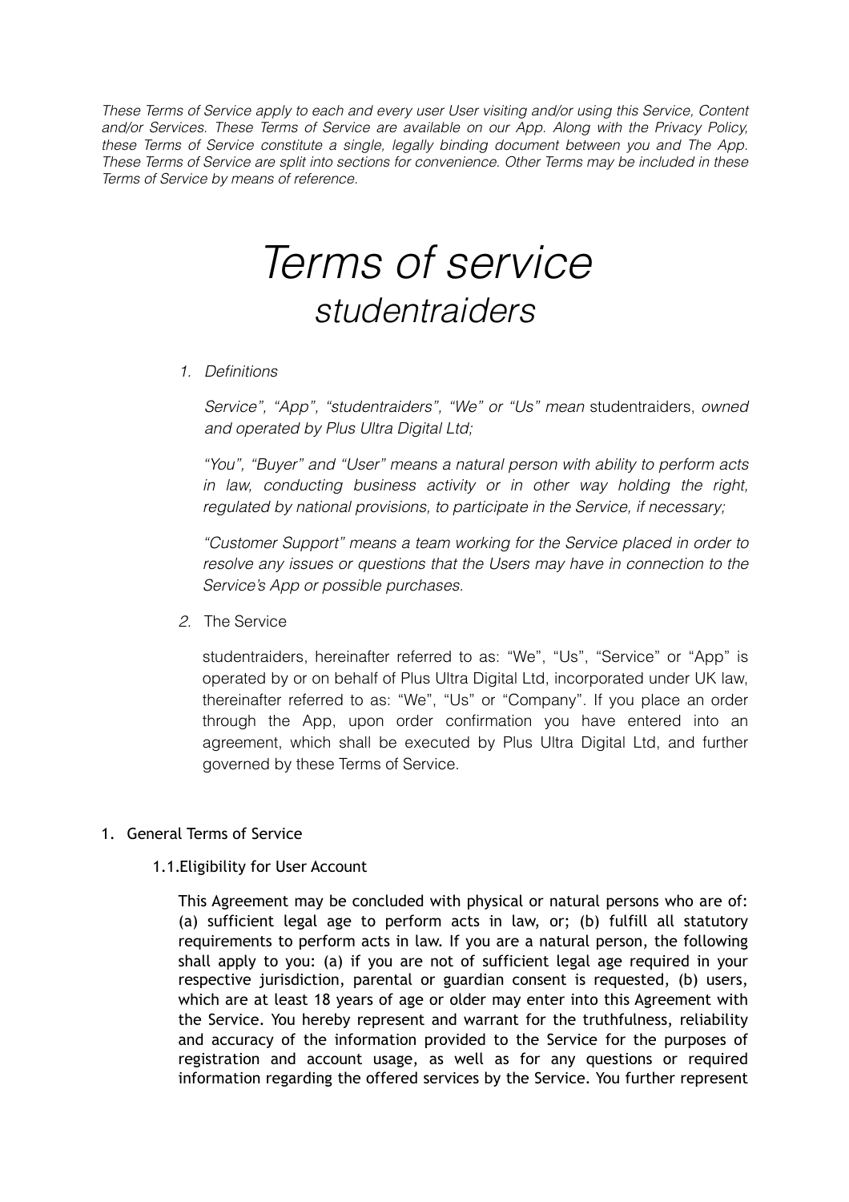*These Terms of Service apply to each and every user User visiting and/or using this Service, Content and/or Services. These Terms of Service are available on our App. Along with the Privacy Policy, these Terms of Service constitute a single, legally binding document between you and The App. These Terms of Service are split into sections for convenience. Other Terms may be included in these Terms of Service by means of reference.*

# *Terms of service*

## *studentraiders*

1. *Definitions*

   *Service", "App", "studentraiders", "We" or "Us" mean* studentraiders, *owned and operated by Plus Ultra Digital Ltd;*

   *"You", "Buyer" and "User" means a natural person with ability to perform acts in law, conducting business activity or in other way holding the right, regulated by national provisions, to participate in the Service, if necessary;*

   *"Customer Support" means a team working for the Service placed in order to resolve any issues or questions that the Users may have in connection to the Service's App or possible purchases.*

2. The Service

   studentraiders, hereinafter referred to as: "We", "Us", "Service" or "App" is operated by or on behalf of Plus Ultra Digital Ltd, incorporated under UK law, thereinafter referred to as: "We", "Us" or "Company". If you place an order through the App, upon order confirmation you have entered into an agreement, which shall be executed by Plus Ultra Digital Ltd, and further governed by these Terms of Service.

1. General Terms of Service

   1.1. Eligibility for User Account

   This Agreement may be concluded with physical or natural persons who are of: (a) sufficient legal age to perform acts in law, or; (b) fulfill all statutory requirements to perform acts in law. If you are a natural person, the following shall apply to you: (a) if you are not of sufficient legal age required in your respective jurisdiction, parental or guardian consent is requested, (b) users, which are at least 18 years of age or older may enter into this Agreement with the Service. You hereby represent and warrant for the truthfulness, reliability and accuracy of the information provided to the Service for the purposes of registration and account usage, as well as for any questions or required information regarding the offered services by the Service. You further represent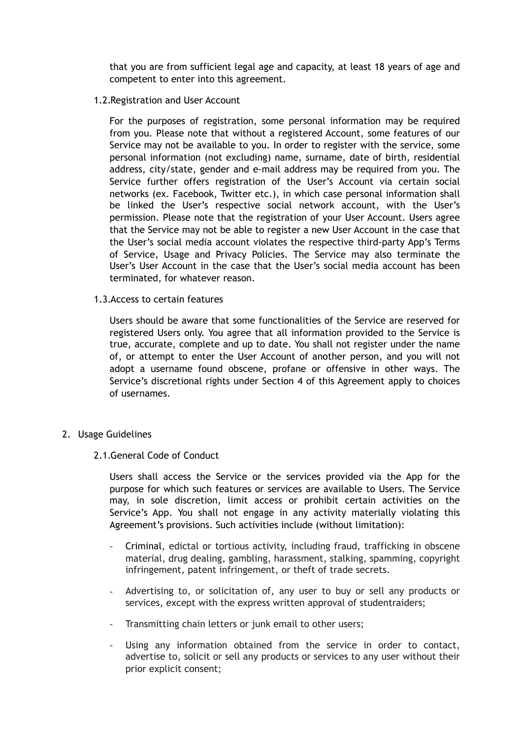that you are from sufficient legal age and capacity, at least 18 years of age and competent to enter into this agreement.

### 1.2. Registration and User Account

For the purposes of registration, some personal information may be required from you. Please note that without a registered Account, some features of our Service may not be available to you. In order to register with the service, some personal information (not excluding) name, surname, date of birth, residential address, city/state, gender and e-mail address may be required from you. The Service further offers registration of the User's Account via certain social networks (ex. Facebook, Twitter etc.), in which case personal information shall be linked the User's respective social network account, with the User's permission. Please note that the registration of your User Account. Users agree that the Service may not be able to register a new User Account in the case that the User's social media account violates the respective third-party App's Terms of Service, Usage and Privacy Policies. The Service may also terminate the User's User Account in the case that the User's social media account has been terminated, for whatever reason.

### 1.3. Access to certain features

Users should be aware that some functionalities of the Service are reserved for registered Users only. You agree that all information provided to the Service is true, accurate, complete and up to date. You shall not register under the name of, or attempt to enter the User Account of another person, and you will not adopt a username found obscene, profane or offensive in other ways. The Service's discretional rights under Section 4 of this Agreement apply to choices of usernames.

## 2. Usage Guidelines

### 2.1. General Code of Conduct

Users shall access the Service or the services provided via the App for the purpose for which such features or services are available to Users. The Service may, in sole discretion, limit access or prohibit certain activities on the Service's App. You shall not engage in any activity materially violating this Agreement's provisions. Such activities include (without limitation):

- Criminal, edictal or tortious activity, including fraud, trafficking in obscene material, drug dealing, gambling, harassment, stalking, spamming, copyright infringement, patent infringement, or theft of trade secrets.
- Advertising to, or solicitation of, any user to buy or sell any products or services, except with the express written approval of studentraiders;
- Transmitting chain letters or junk email to other users;
- Using any information obtained from the service in order to contact, advertise to, solicit or sell any products or services to any user without their prior explicit consent;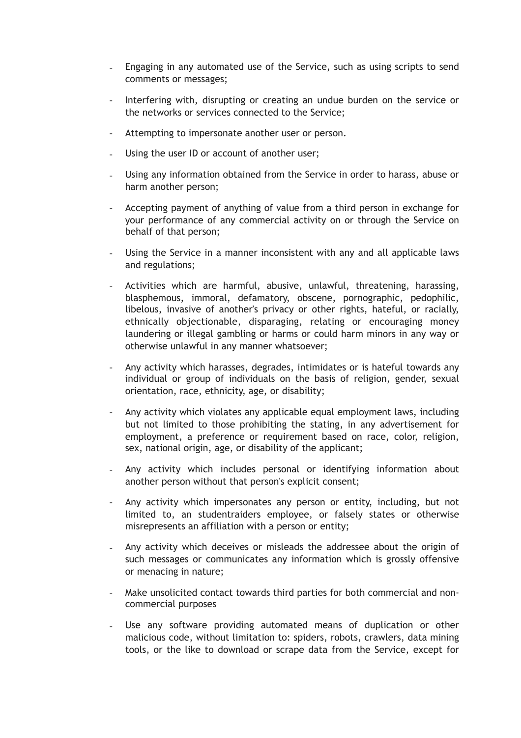- Engaging in any automated use of the Service, such as using scripts to send comments or messages;
- Interfering with, disrupting or creating an undue burden on the service or the networks or services connected to the Service;
- Attempting to impersonate another user or person.
- Using the user ID or account of another user;
- Using any information obtained from the Service in order to harass, abuse or harm another person;
- Accepting payment of anything of value from a third person in exchange for your performance of any commercial activity on or through the Service on behalf of that person;
- Using the Service in a manner inconsistent with any and all applicable laws and regulations;
- Activities which are harmful, abusive, unlawful, threatening, harassing, blasphemous, immoral, defamatory, obscene, pornographic, pedophilic, libelous, invasive of another's privacy or other rights, hateful, or racially, ethnically objectionable, disparaging, relating or encouraging money laundering or illegal gambling or harms or could harm minors in any way or otherwise unlawful in any manner whatsoever;
- Any activity which harasses, degrades, intimidates or is hateful towards any individual or group of individuals on the basis of religion, gender, sexual orientation, race, ethnicity, age, or disability;
- Any activity which violates any applicable equal employment laws, including but not limited to those prohibiting the stating, in any advertisement for employment, a preference or requirement based on race, color, religion, sex, national origin, age, or disability of the applicant;
- Any activity which includes personal or identifying information about another person without that person's explicit consent;
- Any activity which impersonates any person or entity, including, but not limited to, an studentraiders employee, or falsely states or otherwise misrepresents an affiliation with a person or entity;
- Any activity which deceives or misleads the addressee about the origin of such messages or communicates any information which is grossly offensive or menacing in nature;
- Make unsolicited contact towards third parties for both commercial and non-commercial purposes
- Use any software providing automated means of duplication or other malicious code, without limitation to: spiders, robots, crawlers, data mining tools, or the like to download or scrape data from the Service, except for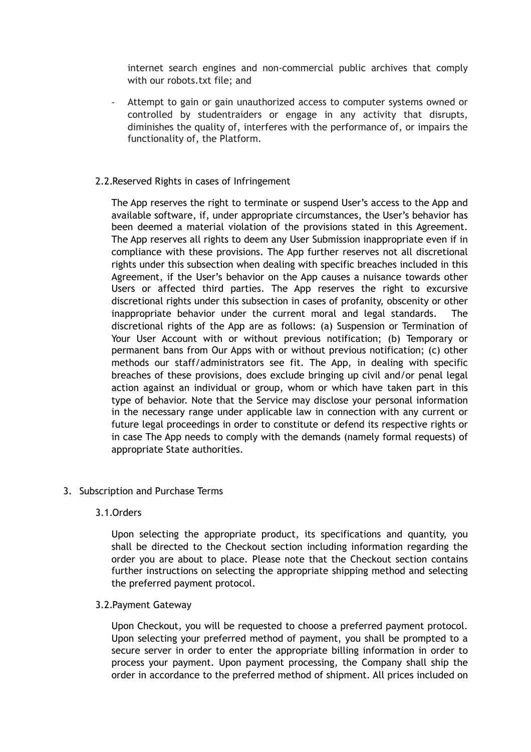internet search engines and non-commercial public archives that comply with our robots.txt file; and

- Attempt to gain or gain unauthorized access to computer systems owned or controlled by studentraiders or engage in any activity that disrupts, diminishes the quality of, interferes with the performance of, or impairs the functionality of, the Platform.

### 2.2. Reserved Rights in cases of Infringement

The App reserves the right to terminate or suspend User's access to the App and available software, if, under appropriate circumstances, the User's behavior has been deemed a material violation of the provisions stated in this Agreement. The App reserves all rights to deem any User Submission inappropriate even if in compliance with these provisions. The App further reserves not all discretional rights under this subsection when dealing with specific breaches included in this Agreement, if the User's behavior on the App causes a nuisance towards other Users or affected third parties. The App reserves the right to excursive discretional rights under this subsection in cases of profanity, obscenity or other inappropriate behavior under the current moral and legal standards. The discretional rights of the App are as follows: (a) Suspension or Termination of Your User Account with or without previous notification; (b) Temporary or permanent bans from Our Apps with or without previous notification; (c) other methods our staff/administrators see fit. The App, in dealing with specific breaches of these provisions, does exclude bringing up civil and/or penal legal action against an individual or group, whom or which have taken part in this type of behavior. Note that the Service may disclose your personal information in the necessary range under applicable law in connection with any current or future legal proceedings in order to constitute or defend its respective rights or in case The App needs to comply with the demands (namely formal requests) of appropriate State authorities.

## 3. Subscription and Purchase Terms

### 3.1. Orders

Upon selecting the appropriate product, its specifications and quantity, you shall be directed to the Checkout section including information regarding the order you are about to place. Please note that the Checkout section contains further instructions on selecting the appropriate shipping method and selecting the preferred payment protocol.

### 3.2. Payment Gateway

Upon Checkout, you will be requested to choose a preferred payment protocol. Upon selecting your preferred method of payment, you shall be prompted to a secure server in order to enter the appropriate billing information in order to process your payment. Upon payment processing, the Company shall ship the order in accordance to the preferred method of shipment. All prices included on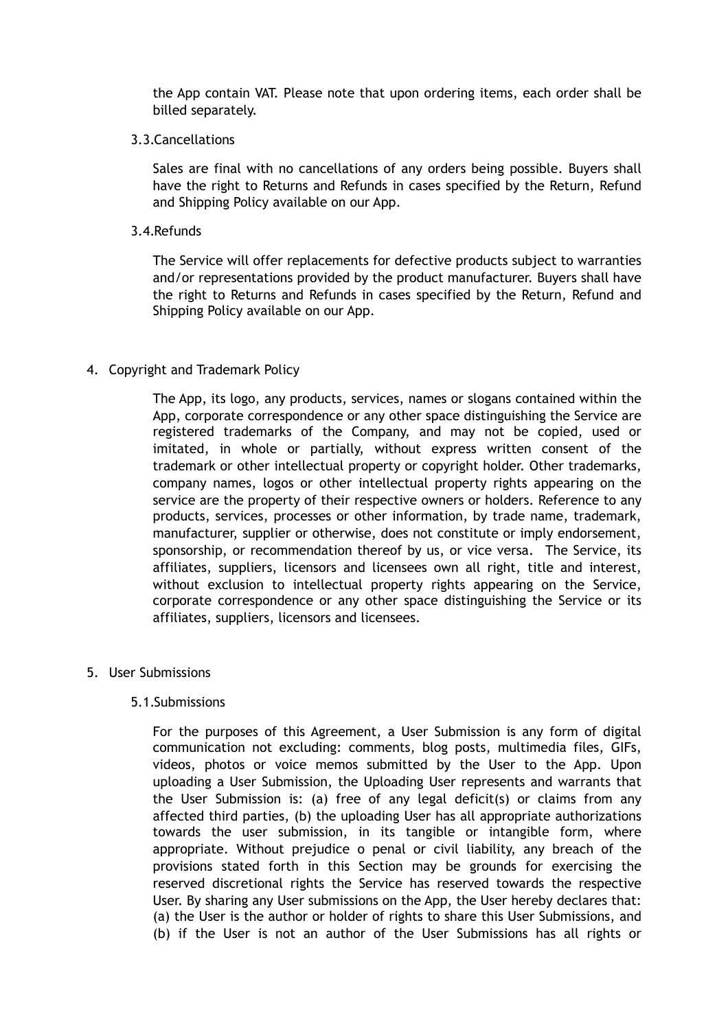the App contain VAT. Please note that upon ordering items, each order shall be billed separately.

### 3.3. Cancellations

Sales are final with no cancellations of any orders being possible. Buyers shall have the right to Returns and Refunds in cases specified by the Return, Refund and Shipping Policy available on our App.

### 3.4. Refunds

The Service will offer replacements for defective products subject to warranties and/or representations provided by the product manufacturer. Buyers shall have the right to Returns and Refunds in cases specified by the Return, Refund and Shipping Policy available on our App.

## 4. Copyright and Trademark Policy

The App, its logo, any products, services, names or slogans contained within the App, corporate correspondence or any other space distinguishing the Service are registered trademarks of the Company, and may not be copied, used or imitated, in whole or partially, without express written consent of the trademark or other intellectual property or copyright holder. Other trademarks, company names, logos or other intellectual property rights appearing on the service are the property of their respective owners or holders. Reference to any products, services, processes or other information, by trade name, trademark, manufacturer, supplier or otherwise, does not constitute or imply endorsement, sponsorship, or recommendation thereof by us, or vice versa. The Service, its affiliates, suppliers, licensors and licensees own all right, title and interest, without exclusion to intellectual property rights appearing on the Service, corporate correspondence or any other space distinguishing the Service or its affiliates, suppliers, licensors and licensees.

## 5. User Submissions

### 5.1. Submissions

For the purposes of this Agreement, a User Submission is any form of digital communication not excluding: comments, blog posts, multimedia files, GIFs, videos, photos or voice memos submitted by the User to the App. Upon uploading a User Submission, the Uploading User represents and warrants that the User Submission is: (a) free of any legal deficit(s) or claims from any affected third parties, (b) the uploading User has all appropriate authorizations towards the user submission, in its tangible or intangible form, where appropriate. Without prejudice o penal or civil liability, any breach of the provisions stated forth in this Section may be grounds for exercising the reserved discretional rights the Service has reserved towards the respective User. By sharing any User submissions on the App, the User hereby declares that: (a) the User is the author or holder of rights to share this User Submissions, and (b) if the User is not an author of the User Submissions has all rights or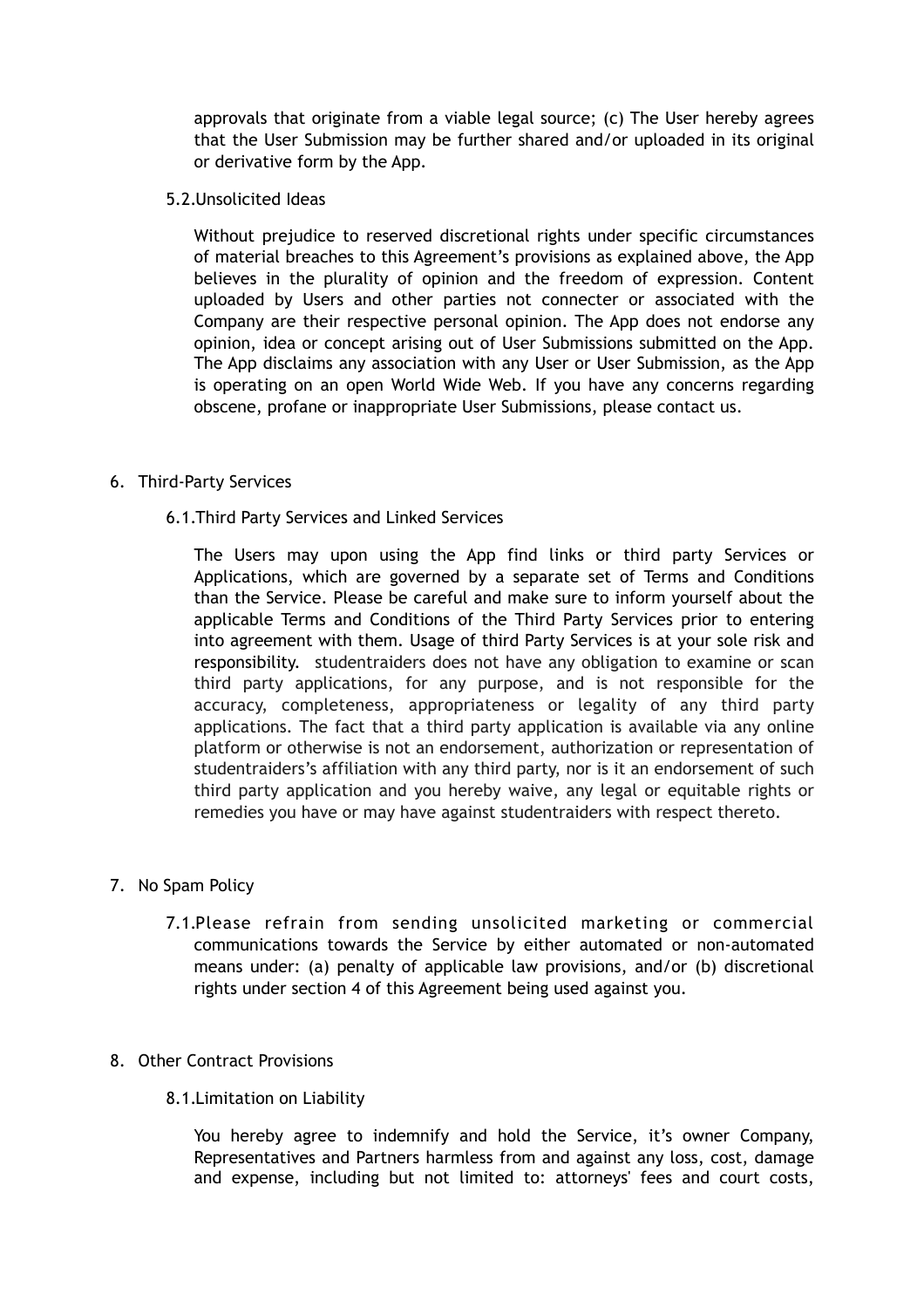approvals that originate from a viable legal source; (c) The User hereby agrees that the User Submission may be further shared and/or uploaded in its original or derivative form by the App.

### 5.2. Unsolicited Ideas

Without prejudice to reserved discretional rights under specific circumstances of material breaches to this Agreement's provisions as explained above, the App believes in the plurality of opinion and the freedom of expression. Content uploaded by Users and other parties not connecter or associated with the Company are their respective personal opinion. The App does not endorse any opinion, idea or concept arising out of User Submissions submitted on the App. The App disclaims any association with any User or User Submission, as the App is operating on an open World Wide Web. If you have any concerns regarding obscene, profane or inappropriate User Submissions, please contact us.

## 6. Third-Party Services

### 6.1. Third Party Services and Linked Services

The Users may upon using the App find links or third party Services or Applications, which are governed by a separate set of Terms and Conditions than the Service. Please be careful and make sure to inform yourself about the applicable Terms and Conditions of the Third Party Services prior to entering into agreement with them. Usage of third Party Services is at your sole risk and responsibility. studentraiders does not have any obligation to examine or scan third party applications, for any purpose, and is not responsible for the accuracy, completeness, appropriateness or legality of any third party applications. The fact that a third party application is available via any online platform or otherwise is not an endorsement, authorization or representation of studentraiders's affiliation with any third party, nor is it an endorsement of such third party application and you hereby waive, any legal or equitable rights or remedies you have or may have against studentraiders with respect thereto.

## 7. No Spam Policy

7.1. Please refrain from sending unsolicited marketing or commercial communications towards the Service by either automated or non-automated means under: (a) penalty of applicable law provisions, and/or (b) discretional rights under section 4 of this Agreement being used against you.

## 8. Other Contract Provisions

### 8.1. Limitation on Liability

You hereby agree to indemnify and hold the Service, it's owner Company, Representatives and Partners harmless from and against any loss, cost, damage and expense, including but not limited to: attorneys' fees and court costs,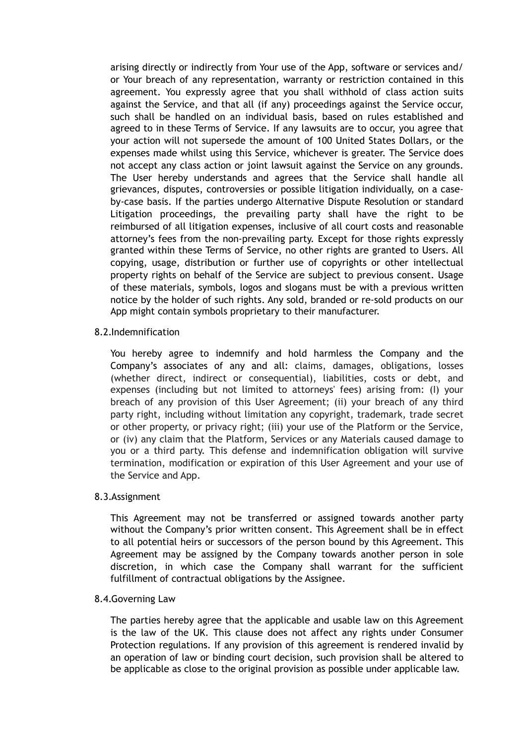arising directly or indirectly from Your use of the App, software or services and/or Your breach of any representation, warranty or restriction contained in this agreement. You expressly agree that you shall withhold of class action suits against the Service, and that all (if any) proceedings against the Service occur, such shall be handled on an individual basis, based on rules established and agreed to in these Terms of Service. If any lawsuits are to occur, you agree that your action will not supersede the amount of 100 United States Dollars, or the expenses made whilst using this Service, whichever is greater. The Service does not accept any class action or joint lawsuit against the Service on any grounds. The User hereby understands and agrees that the Service shall handle all grievances, disputes, controversies or possible litigation individually, on a case-by-case basis. If the parties undergo Alternative Dispute Resolution or standard Litigation proceedings, the prevailing party shall have the right to be reimbursed of all litigation expenses, inclusive of all court costs and reasonable attorney's fees from the non-prevailing party. Except for those rights expressly granted within these Terms of Service, no other rights are granted to Users. All copying, usage, distribution or further use of copyrights or other intellectual property rights on behalf of the Service are subject to previous consent. Usage of these materials, symbols, logos and slogans must be with a previous written notice by the holder of such rights. Any sold, branded or re-sold products on our App might contain symbols proprietary to their manufacturer.

8.2.Indemnification

You hereby agree to indemnify and hold harmless the Company and the Company's associates of any and all: claims, damages, obligations, losses (whether direct, indirect or consequential), liabilities, costs or debt, and expenses (including but not limited to attorneys' fees) arising from: (I) your breach of any provision of this User Agreement; (ii) your breach of any third party right, including without limitation any copyright, trademark, trade secret or other property, or privacy right; (iii) your use of the Platform or the Service, or (iv) any claim that the Platform, Services or any Materials caused damage to you or a third party. This defense and indemnification obligation will survive termination, modification or expiration of this User Agreement and your use of the Service and App.

8.3.Assignment

This Agreement may not be transferred or assigned towards another party without the Company's prior written consent. This Agreement shall be in effect to all potential heirs or successors of the person bound by this Agreement. This Agreement may be assigned by the Company towards another person in sole discretion, in which case the Company shall warrant for the sufficient fulfillment of contractual obligations by the Assignee.

8.4.Governing Law

The parties hereby agree that the applicable and usable law on this Agreement is the law of the UK. This clause does not affect any rights under Consumer Protection regulations. If any provision of this agreement is rendered invalid by an operation of law or binding court decision, such provision shall be altered to be applicable as close to the original provision as possible under applicable law.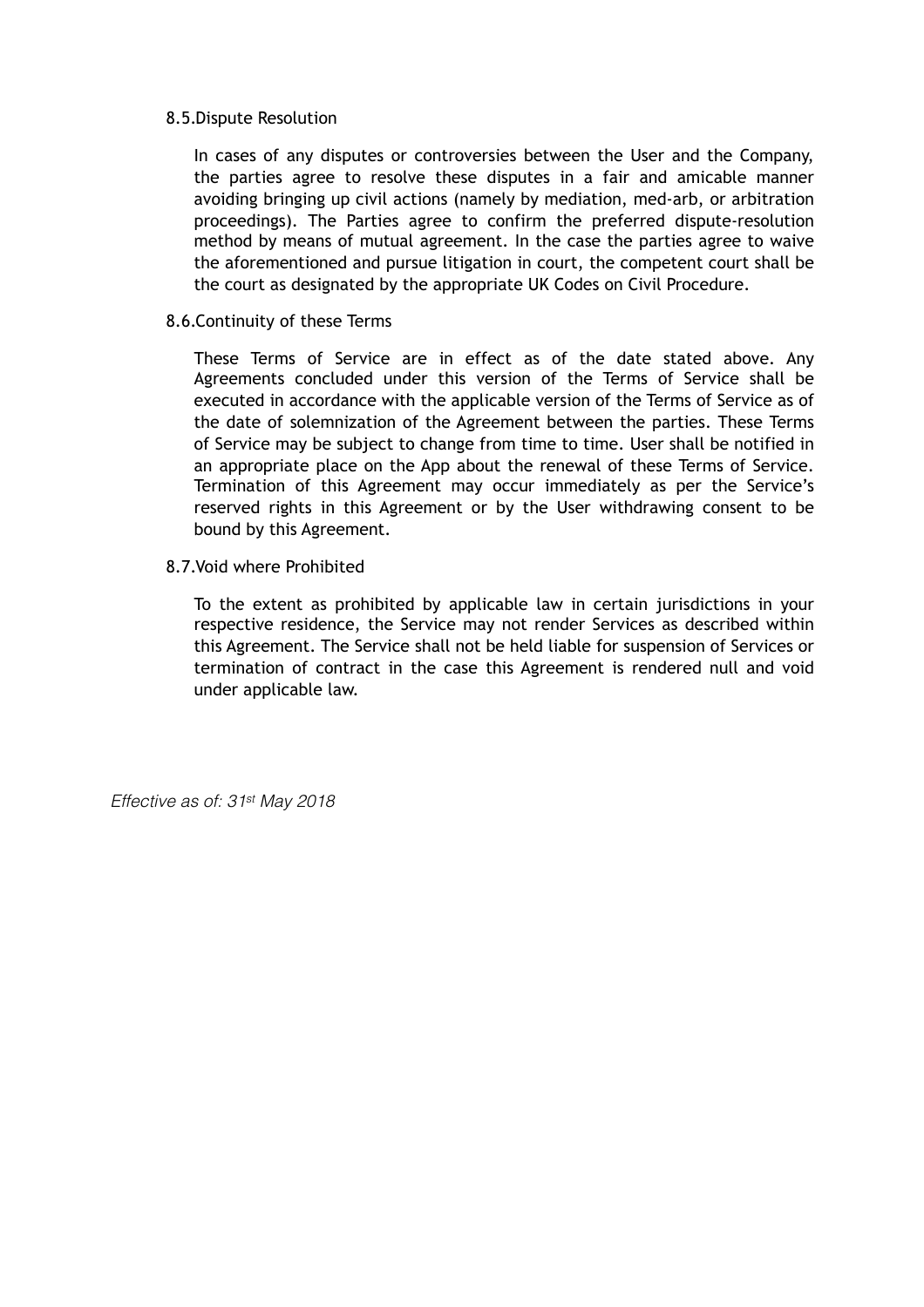8.5.Dispute Resolution

In cases of any disputes or controversies between the User and the Company, the parties agree to resolve these disputes in a fair and amicable manner avoiding bringing up civil actions (namely by mediation, med-arb, or arbitration proceedings). The Parties agree to confirm the preferred dispute-resolution method by means of mutual agreement. In the case the parties agree to waive the aforementioned and pursue litigation in court, the competent court shall be the court as designated by the appropriate UK Codes on Civil Procedure.

8.6.Continuity of these Terms

These Terms of Service are in effect as of the date stated above. Any Agreements concluded under this version of the Terms of Service shall be executed in accordance with the applicable version of the Terms of Service as of the date of solemnization of the Agreement between the parties. These Terms of Service may be subject to change from time to time. User shall be notified in an appropriate place on the App about the renewal of these Terms of Service. Termination of this Agreement may occur immediately as per the Service's reserved rights in this Agreement or by the User withdrawing consent to be bound by this Agreement.

8.7.Void where Prohibited

To the extent as prohibited by applicable law in certain jurisdictions in your respective residence, the Service may not render Services as described within this Agreement. The Service shall not be held liable for suspension of Services or termination of contract in the case this Agreement is rendered null and void under applicable law.

*Effective as of: 31st May 2018*